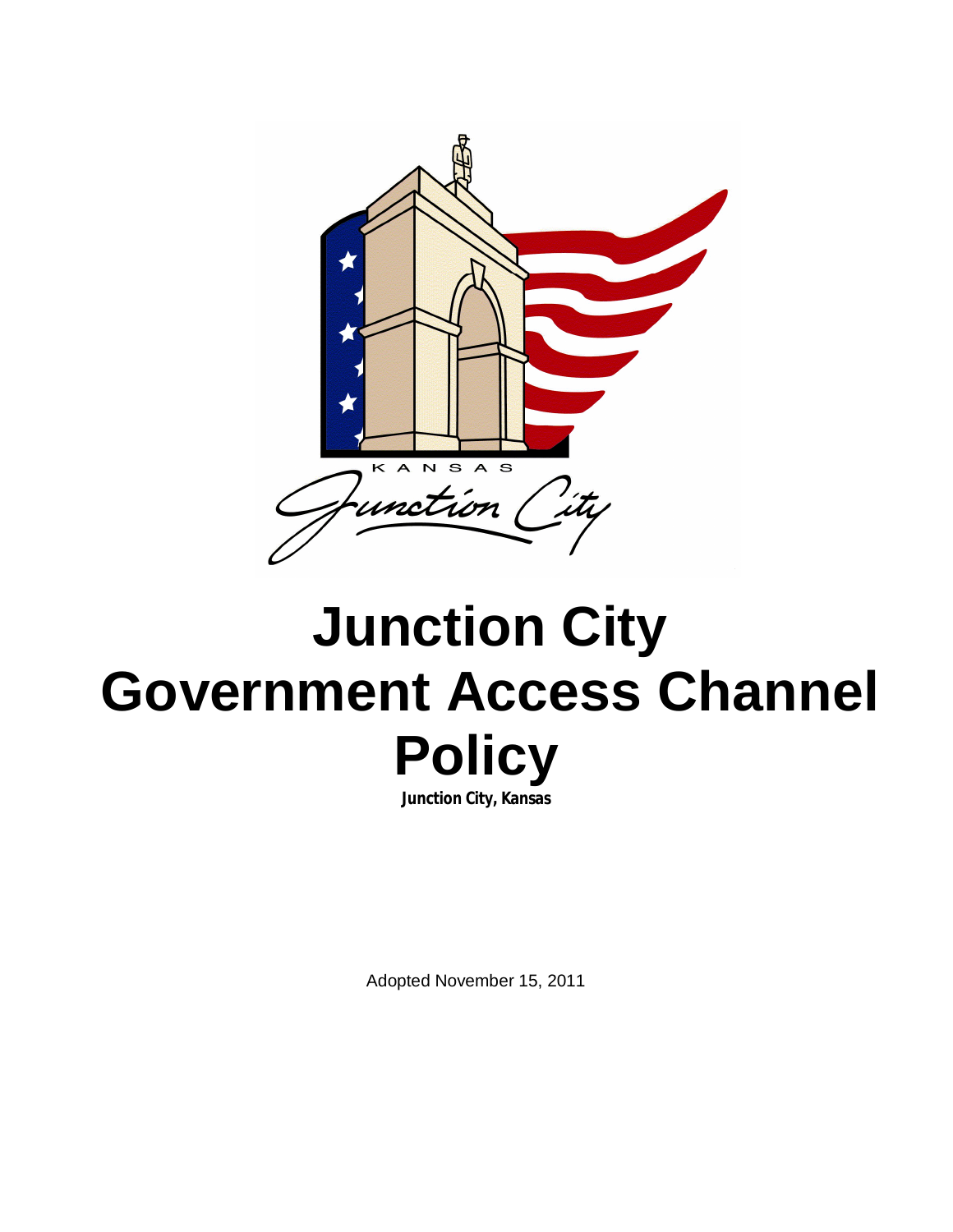# Junction City Government Access Channel Policy

**Junction City, Kansas**

Adopted November 15, 2011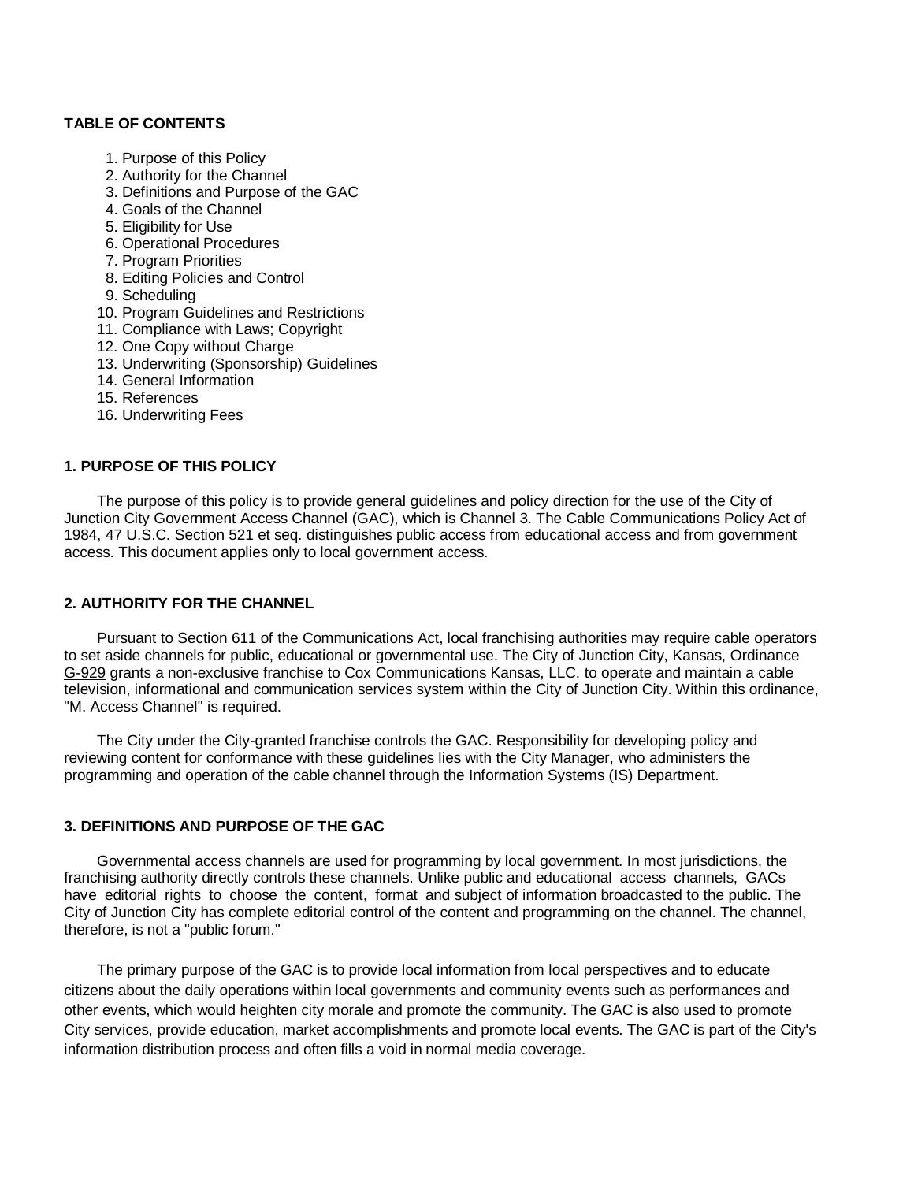**TABLE OF CONTENTS**

1. Purpose of this Policy
2. Authority for the Channel
3. Definitions and Purpose of the GAC
4. Goals of the Channel
5. Eligibility for Use
6. Operational Procedures
7. Program Priorities
8. Editing Policies and Control
9. Scheduling
10. Program Guidelines and Restrictions
11. Compliance with Laws; Copyright
12. One Copy without Charge
13. Underwriting (Sponsorship) Guidelines
14. General Information
15. References
16. Underwriting Fees

## 1. PURPOSE OF THIS POLICY

The purpose of this policy is to provide general guidelines and policy direction for the use of the City of Junction City Government Access Channel (GAC), which is Channel 3. The Cable Communications Policy Act of 1984, 47 U.S.C. Section 521 et seq. distinguishes public access from educational access and from government access. This document applies only to local government access.

## 2. AUTHORITY FOR THE CHANNEL

Pursuant to Section 611 of the Communications Act, local franchising authorities may require cable operators to set aside channels for public, educational or governmental use. The City of Junction City, Kansas, Ordinance G-929 grants a non-exclusive franchise to Cox Communications Kansas, LLC. to operate and maintain a cable television, informational and communication services system within the City of Junction City. Within this ordinance, "M. Access Channel" is required.

The City under the City-granted franchise controls the GAC. Responsibility for developing policy and reviewing content for conformance with these guidelines lies with the City Manager, who administers the programming and operation of the cable channel through the Information Systems (IS) Department.

## 3. DEFINITIONS AND PURPOSE OF THE GAC

Governmental access channels are used for programming by local government. In most jurisdictions, the franchising authority directly controls these channels. Unlike public and educational access channels, GACs have editorial rights to choose the content, format and subject of information broadcasted to the public. The City of Junction City has complete editorial control of the content and programming on the channel. The channel, therefore, is not a "public forum."

The primary purpose of the GAC is to provide local information from local perspectives and to educate citizens about the daily operations within local governments and community events such as performances and other events, which would heighten city morale and promote the community. The GAC is also used to promote City services, provide education, market accomplishments and promote local events. The GAC is part of the City's information distribution process and often fills a void in normal media coverage.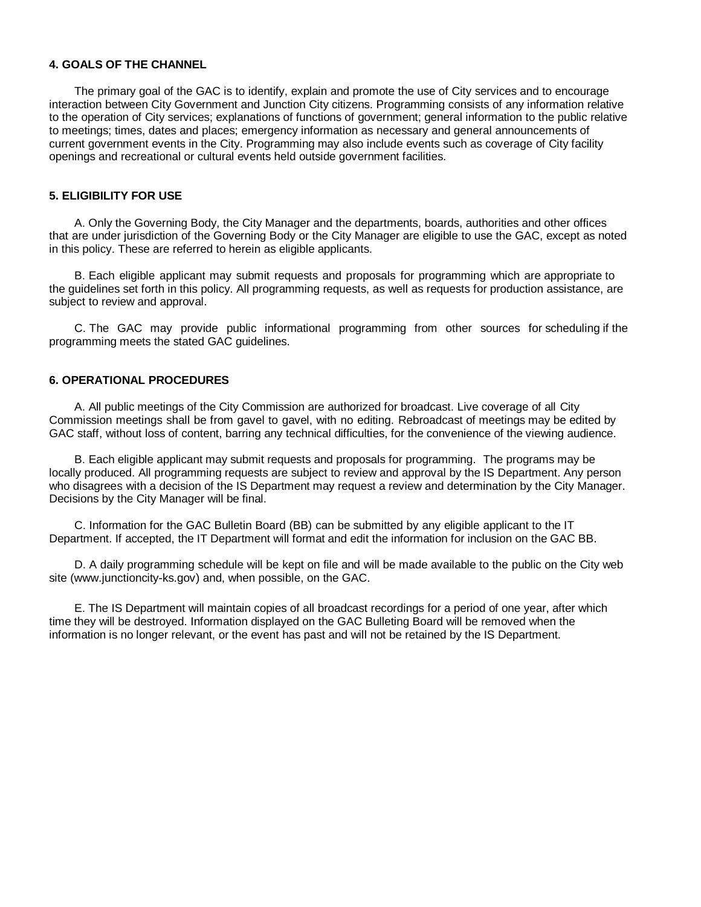**4. GOALS OF THE CHANNEL**

The primary goal of the GAC is to identify, explain and promote the use of City services and to encourage interaction between City Government and Junction City citizens. Programming consists of any information relative to the operation of City services; explanations of functions of government; general information to the public relative to meetings; times, dates and places; emergency information as necessary and general announcements of current government events in the City. Programming may also include events such as coverage of City facility openings and recreational or cultural events held outside government facilities.

**5. ELIGIBILITY FOR USE**

A. Only the Governing Body, the City Manager and the departments, boards, authorities and other offices that are under jurisdiction of the Governing Body or the City Manager are eligible to use the GAC, except as noted in this policy. These are referred to herein as eligible applicants.

B. Each eligible applicant may submit requests and proposals for programming which are appropriate to the guidelines set forth in this policy. All programming requests, as well as requests for production assistance, are subject to review and approval.

C. The GAC may provide public informational programming from other sources for scheduling if the programming meets the stated GAC guidelines.

**6. OPERATIONAL PROCEDURES**

A. All public meetings of the City Commission are authorized for broadcast. Live coverage of all City Commission meetings shall be from gavel to gavel, with no editing. Rebroadcast of meetings may be edited by GAC staff, without loss of content, barring any technical difficulties, for the convenience of the viewing audience.

B. Each eligible applicant may submit requests and proposals for programming. The programs may be locally produced. All programming requests are subject to review and approval by the IS Department. Any person who disagrees with a decision of the IS Department may request a review and determination by the City Manager. Decisions by the City Manager will be final.

C. Information for the GAC Bulletin Board (BB) can be submitted by any eligible applicant to the IT Department. If accepted, the IT Department will format and edit the information for inclusion on the GAC BB.

D. A daily programming schedule will be kept on file and will be made available to the public on the City web site (www.junctioncity-ks.gov) and, when possible, on the GAC.

E. The IS Department will maintain copies of all broadcast recordings for a period of one year, after which time they will be destroyed. Information displayed on the GAC Bulleting Board will be removed when the information is no longer relevant, or the event has past and will not be retained by the IS Department.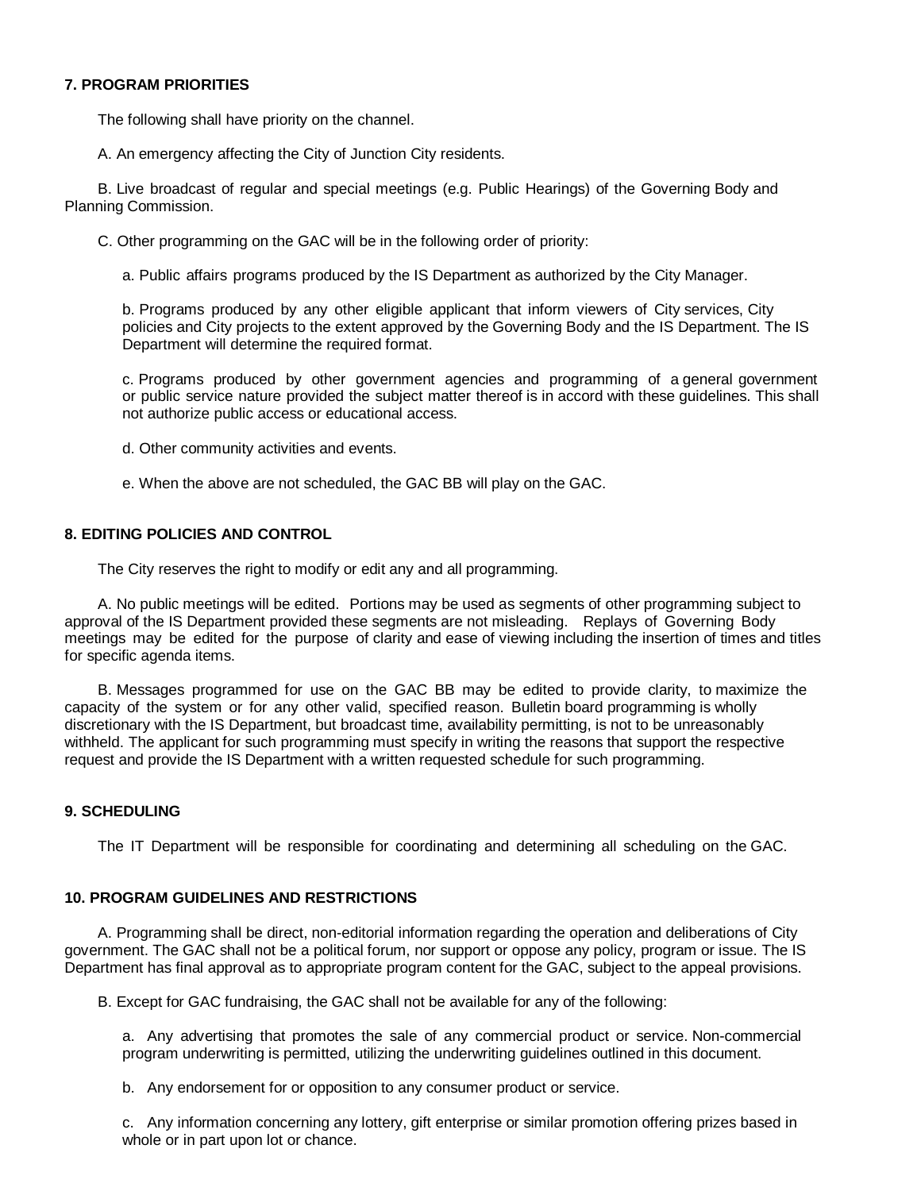### 7. PROGRAM PRIORITIES

The following shall have priority on the channel.

A. An emergency affecting the City of Junction City residents.

B. Live broadcast of regular and special meetings (e.g. Public Hearings) of the Governing Body and Planning Commission.

C. Other programming on the GAC will be in the following order of priority:

a. Public affairs programs produced by the IS Department as authorized by the City Manager.

b. Programs produced by any other eligible applicant that inform viewers of City services, City policies and City projects to the extent approved by the Governing Body and the IS Department. The IS Department will determine the required format.

c. Programs produced by other government agencies and programming of a general government or public service nature provided the subject matter thereof is in accord with these guidelines. This shall not authorize public access or educational access.

d. Other community activities and events.

e. When the above are not scheduled, the GAC BB will play on the GAC.

### 8. EDITING POLICIES AND CONTROL

The City reserves the right to modify or edit any and all programming.

A. No public meetings will be edited. Portions may be used as segments of other programming subject to approval of the IS Department provided these segments are not misleading. Replays of Governing Body meetings may be edited for the purpose of clarity and ease of viewing including the insertion of times and titles for specific agenda items.

B. Messages programmed for use on the GAC BB may be edited to provide clarity, to maximize the capacity of the system or for any other valid, specified reason. Bulletin board programming is wholly discretionary with the IS Department, but broadcast time, availability permitting, is not to be unreasonably withheld. The applicant for such programming must specify in writing the reasons that support the respective request and provide the IS Department with a written requested schedule for such programming.

### 9. SCHEDULING

The IT Department will be responsible for coordinating and determining all scheduling on the GAC.

### 10. PROGRAM GUIDELINES AND RESTRICTIONS

A. Programming shall be direct, non-editorial information regarding the operation and deliberations of City government. The GAC shall not be a political forum, nor support or oppose any policy, program or issue. The IS Department has final approval as to appropriate program content for the GAC, subject to the appeal provisions.

B. Except for GAC fundraising, the GAC shall not be available for any of the following:

a. Any advertising that promotes the sale of any commercial product or service. Non-commercial program underwriting is permitted, utilizing the underwriting guidelines outlined in this document.

b. Any endorsement for or opposition to any consumer product or service.

c. Any information concerning any lottery, gift enterprise or similar promotion offering prizes based in whole or in part upon lot or chance.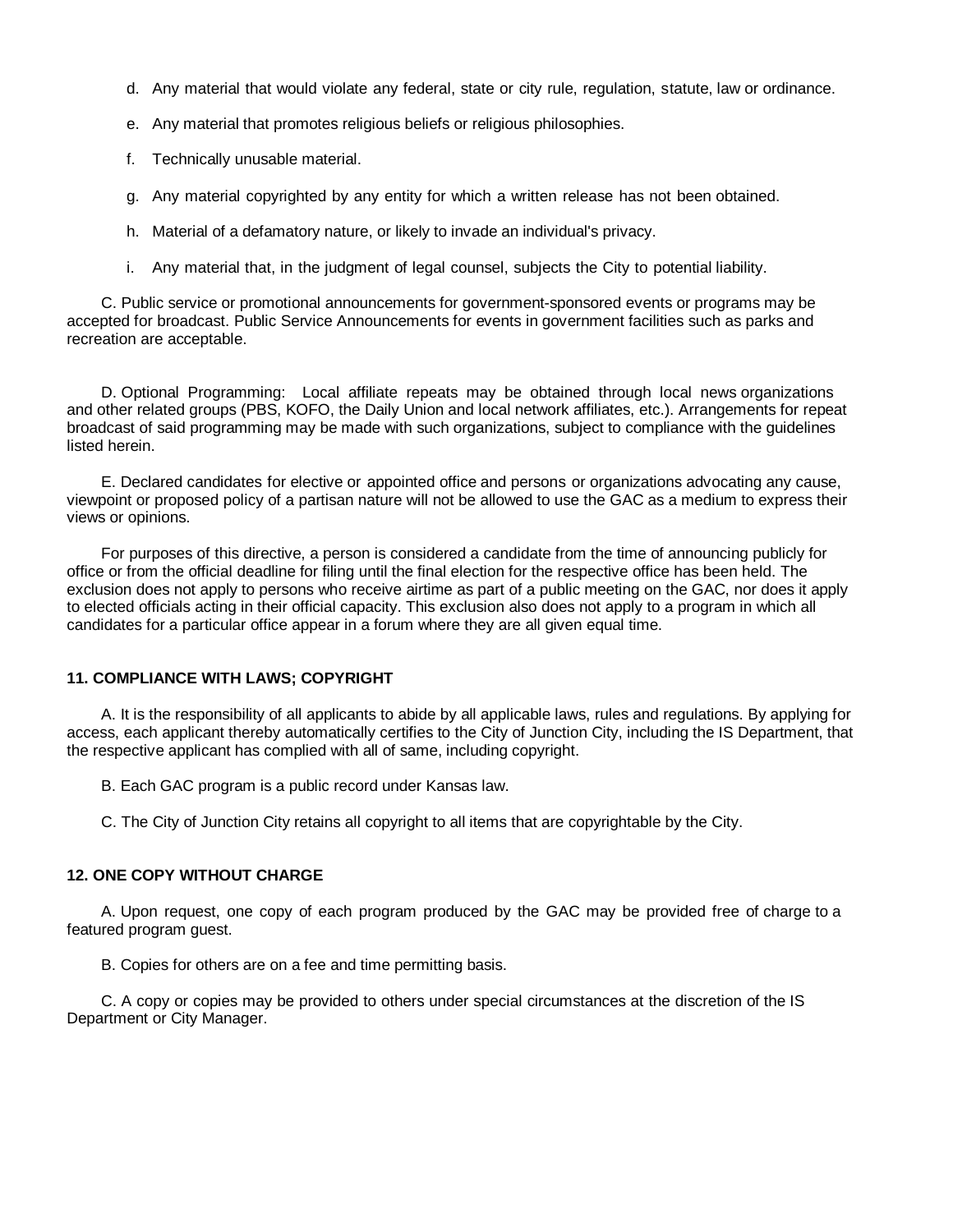d. Any material that would violate any federal, state or city rule, regulation, statute, law or ordinance.

e. Any material that promotes religious beliefs or religious philosophies.

f. Technically unusable material.

g. Any material copyrighted by any entity for which a written release has not been obtained.

h. Material of a defamatory nature, or likely to invade an individual's privacy.

i. Any material that, in the judgment of legal counsel, subjects the City to potential liability.

C. Public service or promotional announcements for government-sponsored events or programs may be accepted for broadcast. Public Service Announcements for events in government facilities such as parks and recreation are acceptable.

D. Optional Programming: Local affiliate repeats may be obtained through local news organizations and other related groups (PBS, KOFO, the Daily Union and local network affiliates, etc.). Arrangements for repeat broadcast of said programming may be made with such organizations, subject to compliance with the guidelines listed herein.

E. Declared candidates for elective or appointed office and persons or organizations advocating any cause, viewpoint or proposed policy of a partisan nature will not be allowed to use the GAC as a medium to express their views or opinions.

For purposes of this directive, a person is considered a candidate from the time of announcing publicly for office or from the official deadline for filing until the final election for the respective office has been held. The exclusion does not apply to persons who receive airtime as part of a public meeting on the GAC, nor does it apply to elected officials acting in their official capacity. This exclusion also does not apply to a program in which all candidates for a particular office appear in a forum where they are all given equal time.

**11. COMPLIANCE WITH LAWS; COPYRIGHT**

A. It is the responsibility of all applicants to abide by all applicable laws, rules and regulations. By applying for access, each applicant thereby automatically certifies to the City of Junction City, including the IS Department, that the respective applicant has complied with all of same, including copyright.

B. Each GAC program is a public record under Kansas law.

C. The City of Junction City retains all copyright to all items that are copyrightable by the City.

**12. ONE COPY WITHOUT CHARGE**

A. Upon request, one copy of each program produced by the GAC may be provided free of charge to a featured program guest.

B. Copies for others are on a fee and time permitting basis.

C. A copy or copies may be provided to others under special circumstances at the discretion of the IS Department or City Manager.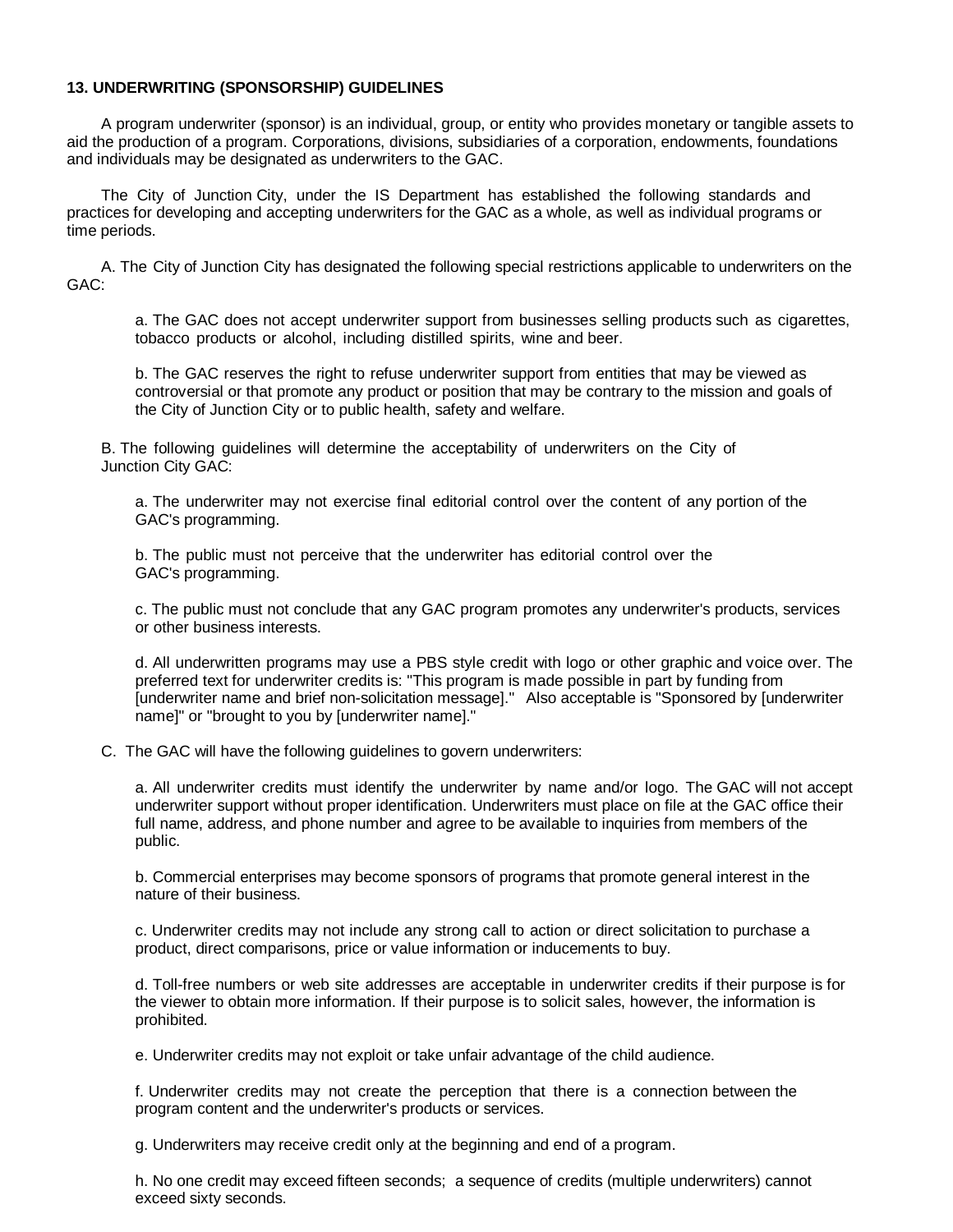**13. UNDERWRITING (SPONSORSHIP) GUIDELINES**

A program underwriter (sponsor) is an individual, group, or entity who provides monetary or tangible assets to aid the production of a program. Corporations, divisions, subsidiaries of a corporation, endowments, foundations and individuals may be designated as underwriters to the GAC.

The City of Junction City, under the IS Department has established the following standards and practices for developing and accepting underwriters for the GAC as a whole, as well as individual programs or time periods.

A. The City of Junction City has designated the following special restrictions applicable to underwriters on the GAC:

a. The GAC does not accept underwriter support from businesses selling products such as cigarettes, tobacco products or alcohol, including distilled spirits, wine and beer.

b. The GAC reserves the right to refuse underwriter support from entities that may be viewed as controversial or that promote any product or position that may be contrary to the mission and goals of the City of Junction City or to public health, safety and welfare.

B. The following guidelines will determine the acceptability of underwriters on the City of Junction City GAC:

a. The underwriter may not exercise final editorial control over the content of any portion of the GAC's programming.

b. The public must not perceive that the underwriter has editorial control over the GAC's programming.

c. The public must not conclude that any GAC program promotes any underwriter's products, services or other business interests.

d. All underwritten programs may use a PBS style credit with logo or other graphic and voice over. The preferred text for underwriter credits is: "This program is made possible in part by funding from [underwriter name and brief non-solicitation message]." Also acceptable is "Sponsored by [underwriter name]" or "brought to you by [underwriter name]."

C. The GAC will have the following guidelines to govern underwriters:

a. All underwriter credits must identify the underwriter by name and/or logo. The GAC will not accept underwriter support without proper identification. Underwriters must place on file at the GAC office their full name, address, and phone number and agree to be available to inquiries from members of the public.

b. Commercial enterprises may become sponsors of programs that promote general interest in the nature of their business.

c. Underwriter credits may not include any strong call to action or direct solicitation to purchase a product, direct comparisons, price or value information or inducements to buy.

d. Toll-free numbers or web site addresses are acceptable in underwriter credits if their purpose is for the viewer to obtain more information. If their purpose is to solicit sales, however, the information is prohibited.

e. Underwriter credits may not exploit or take unfair advantage of the child audience.

f. Underwriter credits may not create the perception that there is a connection between the program content and the underwriter's products or services.

g. Underwriters may receive credit only at the beginning and end of a program.

h. No one credit may exceed fifteen seconds; a sequence of credits (multiple underwriters) cannot exceed sixty seconds.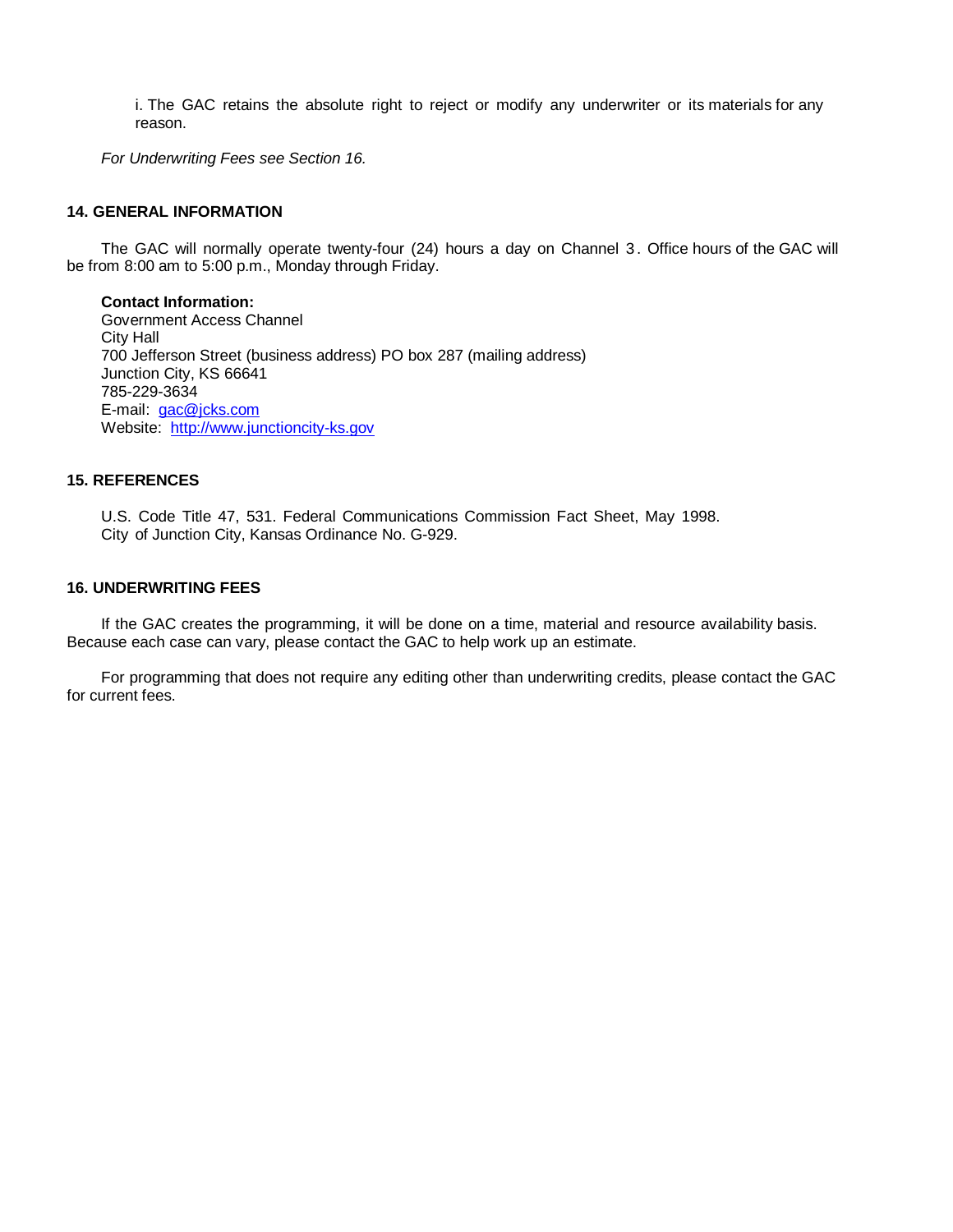i. The GAC retains the absolute right to reject or modify any underwriter or its materials for any reason.

*For Underwriting Fees see Section 16.*

## 14. GENERAL INFORMATION

The GAC will normally operate twenty-four (24) hours a day on Channel 3. Office hours of the GAC will be from 8:00 am to 5:00 p.m., Monday through Friday.

**Contact Information:**
Government Access Channel
City Hall
700 Jefferson Street (business address) PO box 287 (mailing address)
Junction City, KS 66641
785-229-3634
E-mail: gac@jcks.com
Website: http://www.junctioncity-ks.gov

## 15. REFERENCES

U.S. Code Title 47, 531. Federal Communications Commission Fact Sheet, May 1998.
City of Junction City, Kansas Ordinance No. G-929.

## 16. UNDERWRITING FEES

If the GAC creates the programming, it will be done on a time, material and resource availability basis. Because each case can vary, please contact the GAC to help work up an estimate.

For programming that does not require any editing other than underwriting credits, please contact the GAC for current fees.